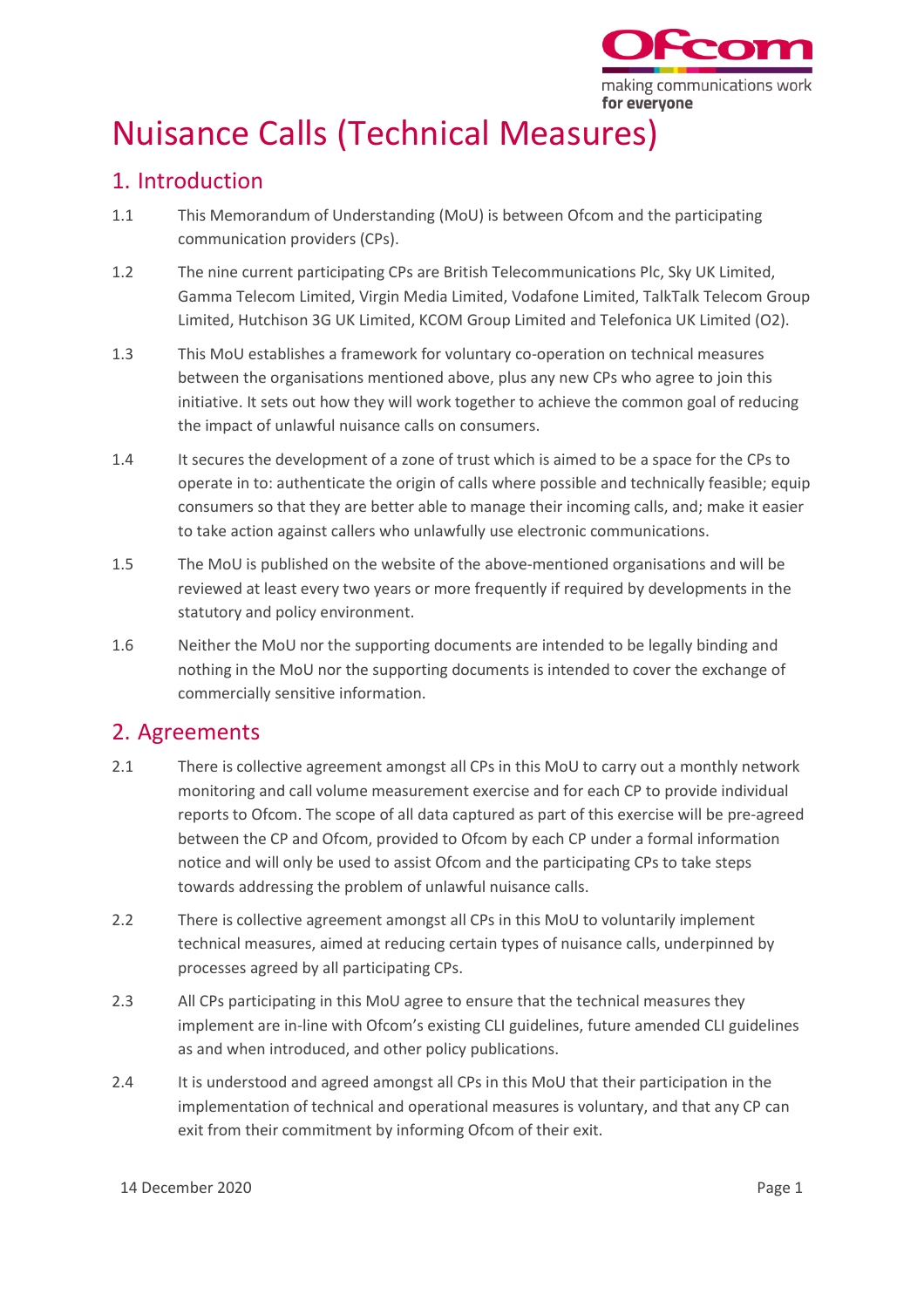# Nuisance Calls (Technical Measures)

## 1. Introduction

1.1 This Memorandum of Understanding (MoU) is between Ofcom and the participating communication providers (CPs).

1.2 The nine current participating CPs are British Telecommunications Plc, Sky UK Limited, Gamma Telecom Limited, Virgin Media Limited, Vodafone Limited, TalkTalk Telecom Group Limited, Hutchison 3G UK Limited, KCOM Group Limited and Telefonica UK Limited (O2).

1.3 This MoU establishes a framework for voluntary co-operation on technical measures between the organisations mentioned above, plus any new CPs who agree to join this initiative. It sets out how they will work together to achieve the common goal of reducing the impact of unlawful nuisance calls on consumers.

1.4 It secures the development of a zone of trust which is aimed to be a space for the CPs to operate in to: authenticate the origin of calls where possible and technically feasible; equip consumers so that they are better able to manage their incoming calls, and; make it easier to take action against callers who unlawfully use electronic communications.

1.5 The MoU is published on the website of the above-mentioned organisations and will be reviewed at least every two years or more frequently if required by developments in the statutory and policy environment.

1.6 Neither the MoU nor the supporting documents are intended to be legally binding and nothing in the MoU nor the supporting documents is intended to cover the exchange of commercially sensitive information.

## 2. Agreements

2.1 There is collective agreement amongst all CPs in this MoU to carry out a monthly network monitoring and call volume measurement exercise and for each CP to provide individual reports to Ofcom. The scope of all data captured as part of this exercise will be pre-agreed between the CP and Ofcom, provided to Ofcom by each CP under a formal information notice and will only be used to assist Ofcom and the participating CPs to take steps towards addressing the problem of unlawful nuisance calls.

2.2 There is collective agreement amongst all CPs in this MoU to voluntarily implement technical measures, aimed at reducing certain types of nuisance calls, underpinned by processes agreed by all participating CPs.

2.3 All CPs participating in this MoU agree to ensure that the technical measures they implement are in-line with Ofcom's existing CLI guidelines, future amended CLI guidelines as and when introduced, and other policy publications.

2.4 It is understood and agreed amongst all CPs in this MoU that their participation in the implementation of technical and operational measures is voluntary, and that any CP can exit from their commitment by informing Ofcom of their exit.

14 December 2020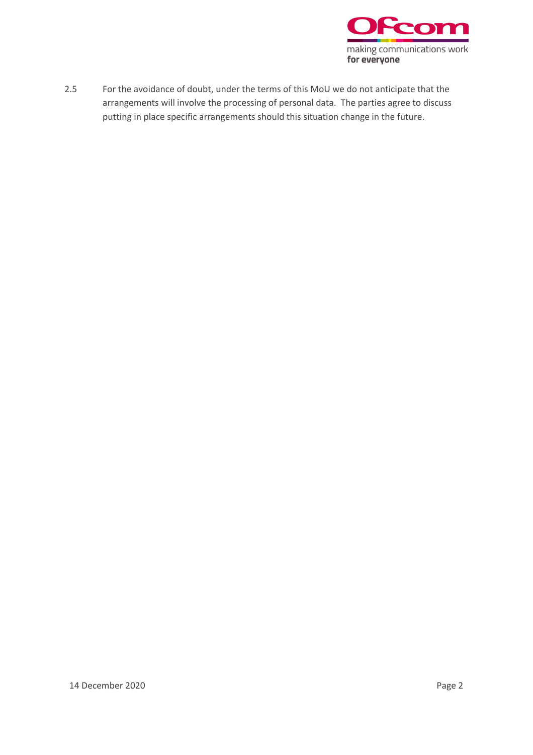2.5 For the avoidance of doubt, under the terms of this MoU we do not anticipate that the arrangements will involve the processing of personal data. The parties agree to discuss putting in place specific arrangements should this situation change in the future.